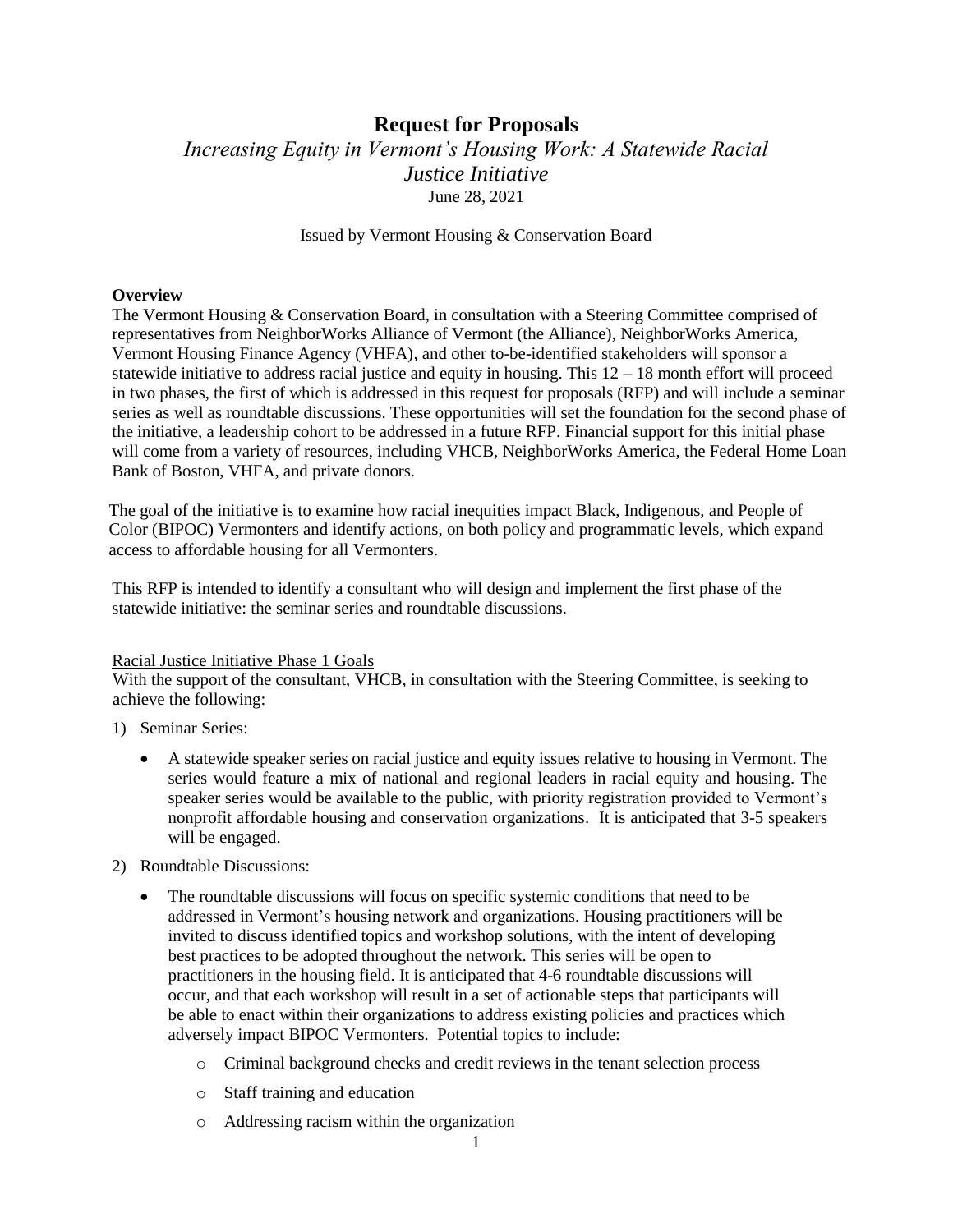# Request for Proposals

*Increasing Equity in Vermont's Housing Work: A Statewide Racial Justice Initiative*

June 28, 2021

Issued by Vermont Housing & Conservation Board

**Overview**

The Vermont Housing & Conservation Board, in consultation with a Steering Committee comprised of representatives from NeighborWorks Alliance of Vermont (the Alliance), NeighborWorks America, Vermont Housing Finance Agency (VHFA), and other to-be-identified stakeholders will sponsor a statewide initiative to address racial justice and equity in housing. This 12 – 18 month effort will proceed in two phases, the first of which is addressed in this request for proposals (RFP) and will include a seminar series as well as roundtable discussions. These opportunities will set the foundation for the second phase of the initiative, a leadership cohort to be addressed in a future RFP. Financial support for this initial phase will come from a variety of resources, including VHCB, NeighborWorks America, the Federal Home Loan Bank of Boston, VHFA, and private donors.

The goal of the initiative is to examine how racial inequities impact Black, Indigenous, and People of Color (BIPOC) Vermonters and identify actions, on both policy and programmatic levels, which expand access to affordable housing for all Vermonters.

This RFP is intended to identify a consultant who will design and implement the first phase of the statewide initiative: the seminar series and roundtable discussions.

Racial Justice Initiative Phase 1 Goals

With the support of the consultant, VHCB, in consultation with the Steering Committee, is seeking to achieve the following:

1) Seminar Series:
   - A statewide speaker series on racial justice and equity issues relative to housing in Vermont. The series would feature a mix of national and regional leaders in racial equity and housing. The speaker series would be available to the public, with priority registration provided to Vermont's nonprofit affordable housing and conservation organizations. It is anticipated that 3-5 speakers will be engaged.

2) Roundtable Discussions:
   - The roundtable discussions will focus on specific systemic conditions that need to be addressed in Vermont's housing network and organizations. Housing practitioners will be invited to discuss identified topics and workshop solutions, with the intent of developing best practices to be adopted throughout the network. This series will be open to practitioners in the housing field. It is anticipated that 4-6 roundtable discussions will occur, and that each workshop will result in a set of actionable steps that participants will be able to enact within their organizations to address existing policies and practices which adversely impact BIPOC Vermonters. Potential topics to include:
     - Criminal background checks and credit reviews in the tenant selection process
     - Staff training and education
     - Addressing racism within the organization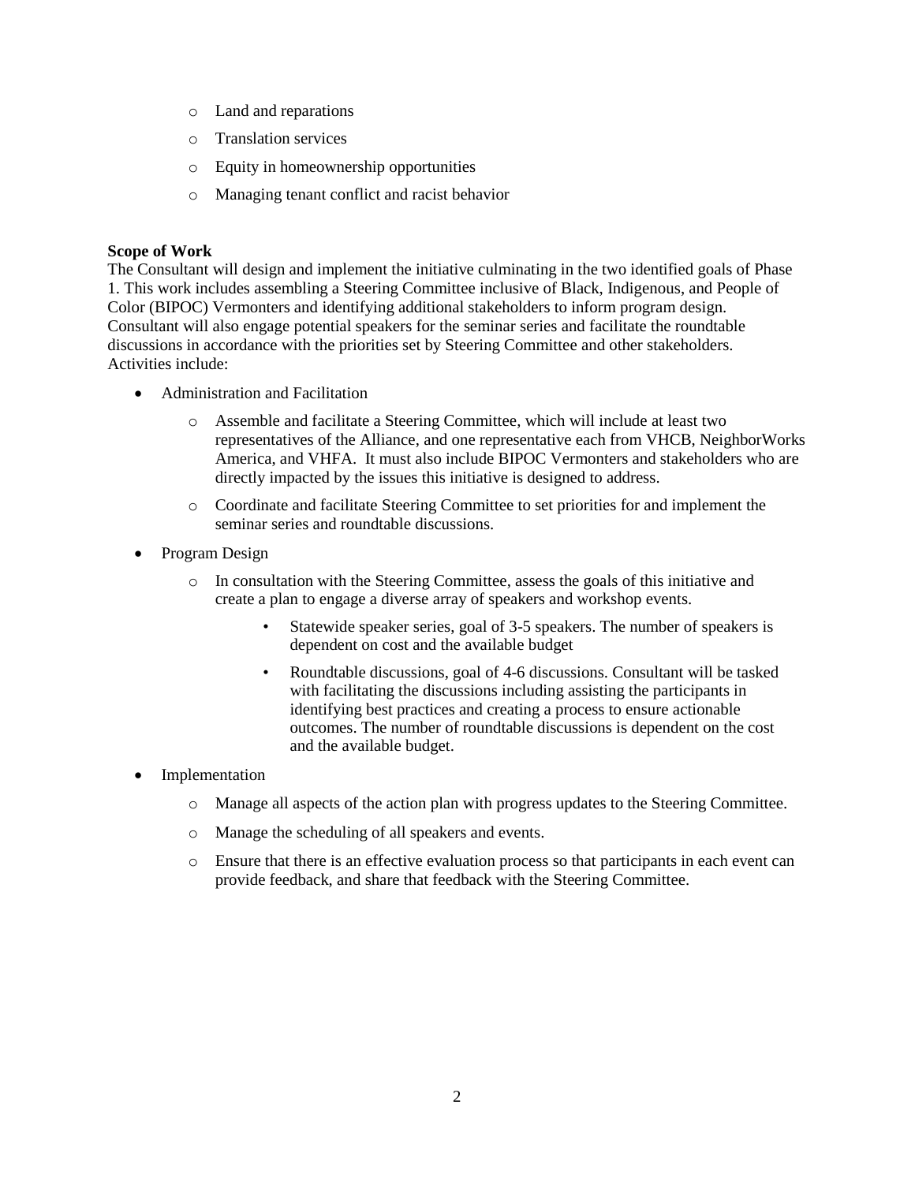- Land and reparations
  - Translation services
  - Equity in homeownership opportunities
  - Managing tenant conflict and racist behavior

**Scope of Work**

The Consultant will design and implement the initiative culminating in the two identified goals of Phase 1. This work includes assembling a Steering Committee inclusive of Black, Indigenous, and People of Color (BIPOC) Vermonters and identifying additional stakeholders to inform program design. Consultant will also engage potential speakers for the seminar series and facilitate the roundtable discussions in accordance with the priorities set by Steering Committee and other stakeholders. Activities include:

- Administration and Facilitation
  - Assemble and facilitate a Steering Committee, which will include at least two representatives of the Alliance, and one representative each from VHCB, NeighborWorks America, and VHFA. It must also include BIPOC Vermonters and stakeholders who are directly impacted by the issues this initiative is designed to address.
  - Coordinate and facilitate Steering Committee to set priorities for and implement the seminar series and roundtable discussions.
- Program Design
  - In consultation with the Steering Committee, assess the goals of this initiative and create a plan to engage a diverse array of speakers and workshop events.
    - Statewide speaker series, goal of 3-5 speakers. The number of speakers is dependent on cost and the available budget
    - Roundtable discussions, goal of 4-6 discussions. Consultant will be tasked with facilitating the discussions including assisting the participants in identifying best practices and creating a process to ensure actionable outcomes. The number of roundtable discussions is dependent on the cost and the available budget.
- Implementation
  - Manage all aspects of the action plan with progress updates to the Steering Committee.
  - Manage the scheduling of all speakers and events.
  - Ensure that there is an effective evaluation process so that participants in each event can provide feedback, and share that feedback with the Steering Committee.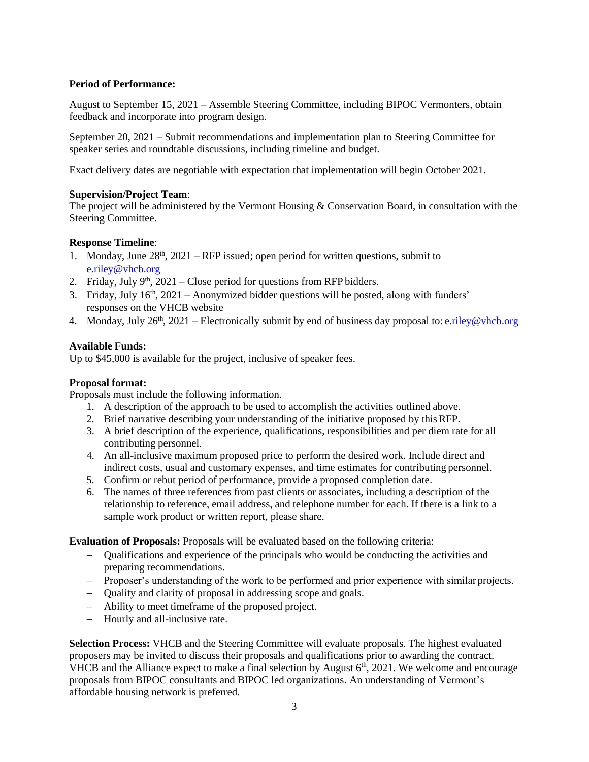**Period of Performance:**

August to September 15, 2021 – Assemble Steering Committee, including BIPOC Vermonters, obtain feedback and incorporate into program design.

September 20, 2021 – Submit recommendations and implementation plan to Steering Committee for speaker series and roundtable discussions, including timeline and budget.

Exact delivery dates are negotiable with expectation that implementation will begin October 2021.

**Supervision/Project Team**:
The project will be administered by the Vermont Housing & Conservation Board, in consultation with the Steering Committee.

**Response Timeline**:

1. Monday, June 28th, 2021 – RFP issued; open period for written questions, submit to [e.riley@vhcb.org](mailto:e.riley@vhcb.org)
2. Friday, July 9th, 2021 – Close period for questions from RFP bidders.
3. Friday, July 16th, 2021 – Anonymized bidder questions will be posted, along with funders' responses on the VHCB website
4. Monday, July 26th, 2021 – Electronically submit by end of business day proposal to: [e.riley@vhcb.org](mailto:e.riley@vhcb.org)

**Available Funds:**
Up to $45,000 is available for the project, inclusive of speaker fees.

**Proposal format:**
Proposals must include the following information.

1. A description of the approach to be used to accomplish the activities outlined above.
2. Brief narrative describing your understanding of the initiative proposed by this RFP.
3. A brief description of the experience, qualifications, responsibilities and per diem rate for all contributing personnel.
4. An all-inclusive maximum proposed price to perform the desired work. Include direct and indirect costs, usual and customary expenses, and time estimates for contributing personnel.
5. Confirm or rebut period of performance, provide a proposed completion date.
6. The names of three references from past clients or associates, including a description of the relationship to reference, email address, and telephone number for each. If there is a link to a sample work product or written report, please share.

**Evaluation of Proposals:** Proposals will be evaluated based on the following criteria:

- Qualifications and experience of the principals who would be conducting the activities and preparing recommendations.
- Proposer's understanding of the work to be performed and prior experience with similar projects.
- Quality and clarity of proposal in addressing scope and goals.
- Ability to meet timeframe of the proposed project.
- Hourly and all-inclusive rate.

**Selection Process:** VHCB and the Steering Committee will evaluate proposals. The highest evaluated proposers may be invited to discuss their proposals and qualifications prior to awarding the contract. VHCB and the Alliance expect to make a final selection by August 6th, 2021. We welcome and encourage proposals from BIPOC consultants and BIPOC led organizations. An understanding of Vermont's affordable housing network is preferred.